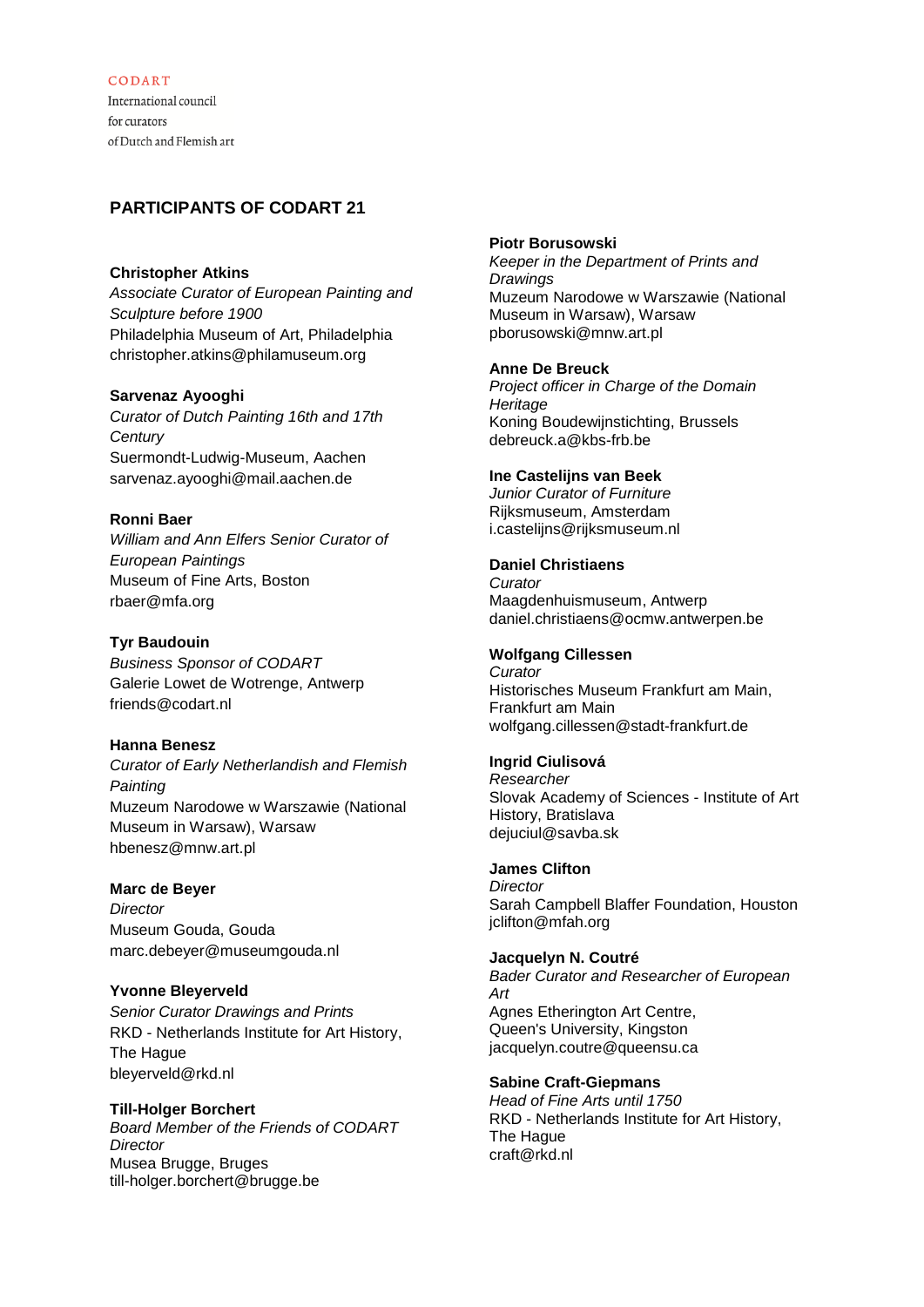CODART
International council
for curators
of Dutch and Flemish art

## PARTICIPANTS OF CODART 21

**Christopher Atkins**
*Associate Curator of European Painting and Sculpture before 1900*
Philadelphia Museum of Art, Philadelphia
christopher.atkins@philamuseum.org

**Sarvenaz Ayooghi**
*Curator of Dutch Painting 16th and 17th Century*
Suermondt-Ludwig-Museum, Aachen
sarvenaz.ayooghi@mail.aachen.de

**Ronni Baer**
*William and Ann Elfers Senior Curator of European Paintings*
Museum of Fine Arts, Boston
rbaer@mfa.org

**Tyr Baudouin**
*Business Sponsor of CODART*
Galerie Lowet de Wotrenge, Antwerp
friends@codart.nl

**Hanna Benesz**
*Curator of Early Netherlandish and Flemish Painting*
Muzeum Narodowe w Warszawie (National Museum in Warsaw), Warsaw
hbenesz@mnw.art.pl

**Marc de Beyer**
*Director*
Museum Gouda, Gouda
marc.debeyer@museumgouda.nl

**Yvonne Bleyerveld**
*Senior Curator Drawings and Prints*
RKD - Netherlands Institute for Art History, The Hague
bleyerveld@rkd.nl

**Till-Holger Borchert**
*Board Member of the Friends of CODART*
*Director*
Musea Brugge, Bruges
till-holger.borchert@brugge.be

**Piotr Borusowski**
*Keeper in the Department of Prints and Drawings*
Muzeum Narodowe w Warszawie (National Museum in Warsaw), Warsaw
pborusowski@mnw.art.pl

**Anne De Breuck**
*Project officer in Charge of the Domain Heritage*
Koning Boudewijnstichting, Brussels
debreuck.a@kbs-frb.be

**Ine Castelijns van Beek**
*Junior Curator of Furniture*
Rijksmuseum, Amsterdam
i.castelijns@rijksmuseum.nl

**Daniel Christiaens**
*Curator*
Maagdenhuismuseum, Antwerp
daniel.christiaens@ocmw.antwerpen.be

**Wolfgang Cillessen**
*Curator*
Historisches Museum Frankfurt am Main, Frankfurt am Main
wolfgang.cillessen@stadt-frankfurt.de

**Ingrid Ciulisová**
*Researcher*
Slovak Academy of Sciences - Institute of Art History, Bratislava
dejuciul@savba.sk

**James Clifton**
*Director*
Sarah Campbell Blaffer Foundation, Houston
jclifton@mfah.org

**Jacquelyn N. Coutré**
*Bader Curator and Researcher of European Art*
Agnes Etherington Art Centre, Queen's University, Kingston
jacquelyn.coutre@queensu.ca

**Sabine Craft-Giepmans**
*Head of Fine Arts until 1750*
RKD - Netherlands Institute for Art History, The Hague
craft@rkd.nl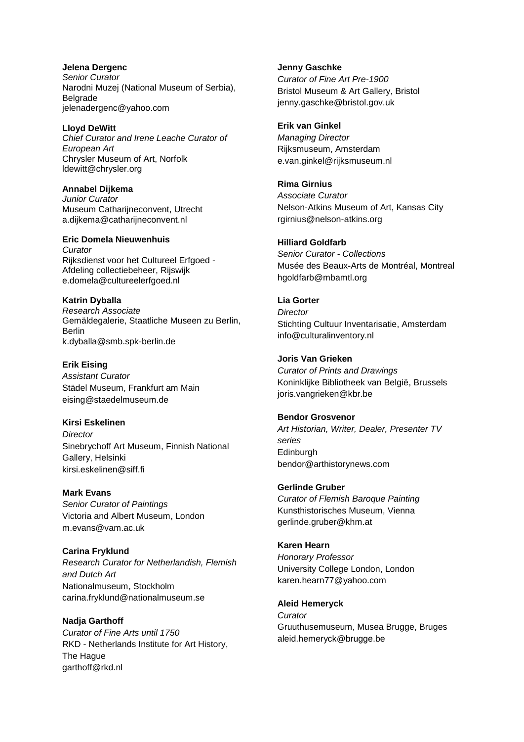**Jelena Dergenc**
*Senior Curator*
Narodni Muzej (National Museum of Serbia), Belgrade
jelenadergenc@yahoo.com

**Lloyd DeWitt**
*Chief Curator and Irene Leache Curator of European Art*
Chrysler Museum of Art, Norfolk
ldewitt@chrysler.org

**Annabel Dijkema**
*Junior Curator*
Museum Catharijneconvent, Utrecht
a.dijkema@catharijneconvent.nl

**Eric Domela Nieuwenhuis**
*Curator*
Rijksdienst voor het Cultureel Erfgoed - Afdeling collectiebeheer, Rijswijk
e.domela@cultureelerfgoed.nl

**Katrin Dyballa**
*Research Associate*
Gemäldegalerie, Staatliche Museen zu Berlin, Berlin
k.dyballa@smb.spk-berlin.de

**Erik Eising**
*Assistant Curator*
Städel Museum, Frankfurt am Main
eising@staedelmuseum.de

**Kirsi Eskelinen**
*Director*
Sinebrychoff Art Museum, Finnish National Gallery, Helsinki
kirsi.eskelinen@siff.fi

**Mark Evans**
*Senior Curator of Paintings*
Victoria and Albert Museum, London
m.evans@vam.ac.uk

**Carina Fryklund**
*Research Curator for Netherlandish, Flemish and Dutch Art*
Nationalmuseum, Stockholm
carina.fryklund@nationalmuseum.se

**Nadja Garthoff**
*Curator of Fine Arts until 1750*
RKD - Netherlands Institute for Art History, The Hague
garthoff@rkd.nl

**Jenny Gaschke**
*Curator of Fine Art Pre-1900*
Bristol Museum & Art Gallery, Bristol
jenny.gaschke@bristol.gov.uk

**Erik van Ginkel**
*Managing Director*
Rijksmuseum, Amsterdam
e.van.ginkel@rijksmuseum.nl

**Rima Girnius**
*Associate Curator*
Nelson-Atkins Museum of Art, Kansas City
rgirnius@nelson-atkins.org

**Hilliard Goldfarb**
*Senior Curator - Collections*
Musée des Beaux-Arts de Montréal, Montreal
hgoldfarb@mbamtl.org

**Lia Gorter**
*Director*
Stichting Cultuur Inventarisatie, Amsterdam
info@culturalinventory.nl

**Joris Van Grieken**
*Curator of Prints and Drawings*
Koninklijke Bibliotheek van België, Brussels
joris.vangrieken@kbr.be

**Bendor Grosvenor**
*Art Historian, Writer, Dealer, Presenter TV series*
Edinburgh
bendor@arthistorynews.com

**Gerlinde Gruber**
*Curator of Flemish Baroque Painting*
Kunsthistorisches Museum, Vienna
gerlinde.gruber@khm.at

**Karen Hearn**
*Honorary Professor*
University College London, London
karen.hearn77@yahoo.com

**Aleid Hemeryck**
*Curator*
Gruuthusemuseum, Musea Brugge, Bruges
aleid.hemeryck@brugge.be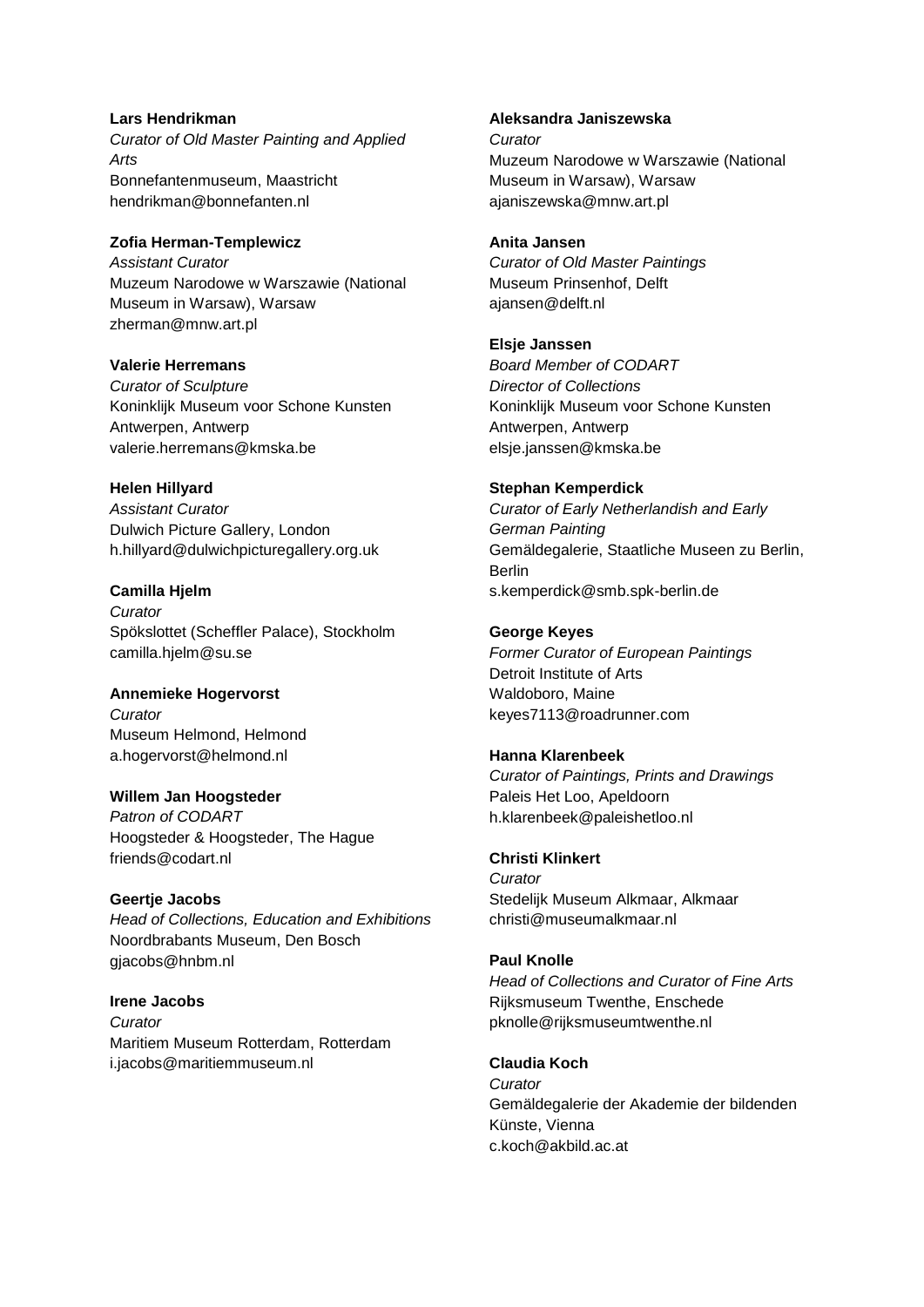**Lars Hendrikman**
*Curator of Old Master Painting and Applied Arts*
Bonnefantenmuseum, Maastricht
hendrikman@bonnefanten.nl

**Zofia Herman-Templewicz**
*Assistant Curator*
Muzeum Narodowe w Warszawie (National Museum in Warsaw), Warsaw
zherman@mnw.art.pl

**Valerie Herremans**
*Curator of Sculpture*
Koninklijk Museum voor Schone Kunsten Antwerpen, Antwerp
valerie.herremans@kmska.be

**Helen Hillyard**
*Assistant Curator*
Dulwich Picture Gallery, London
h.hillyard@dulwichpicturegallery.org.uk

**Camilla Hjelm**
*Curator*
Spökslottet (Scheffler Palace), Stockholm
camilla.hjelm@su.se

**Annemieke Hogervorst**
*Curator*
Museum Helmond, Helmond
a.hogervorst@helmond.nl

**Willem Jan Hoogsteder**
*Patron of CODART*
Hoogsteder & Hoogsteder, The Hague
friends@codart.nl

**Geertje Jacobs**
*Head of Collections, Education and Exhibitions*
Noordbrabants Museum, Den Bosch
gjacobs@hnbm.nl

**Irene Jacobs**
*Curator*
Maritiem Museum Rotterdam, Rotterdam
i.jacobs@maritiemmuseum.nl

**Aleksandra Janiszewska**
*Curator*
Muzeum Narodowe w Warszawie (National Museum in Warsaw), Warsaw
ajaniszewska@mnw.art.pl

**Anita Jansen**
*Curator of Old Master Paintings*
Museum Prinsenhof, Delft
ajansen@delft.nl

**Elsje Janssen**
*Board Member of CODART*
*Director of Collections*
Koninklijk Museum voor Schone Kunsten Antwerpen, Antwerp
elsje.janssen@kmska.be

**Stephan Kemperdick**
*Curator of Early Netherlandish and Early German Painting*
Gemäldegalerie, Staatliche Museen zu Berlin, Berlin
s.kemperdick@smb.spk-berlin.de

**George Keyes**
*Former Curator of European Paintings*
Detroit Institute of Arts
Waldoboro, Maine
keyes7113@roadrunner.com

**Hanna Klarenbeek**
*Curator of Paintings, Prints and Drawings*
Paleis Het Loo, Apeldoorn
h.klarenbeek@paleishetloo.nl

**Christi Klinkert**
*Curator*
Stedelijk Museum Alkmaar, Alkmaar
christi@museumalkmaar.nl

**Paul Knolle**
*Head of Collections and Curator of Fine Arts*
Rijksmuseum Twenthe, Enschede
pknolle@rijksmuseumtwenthe.nl

**Claudia Koch**
*Curator*
Gemäldegalerie der Akademie der bildenden Künste, Vienna
c.koch@akbild.ac.at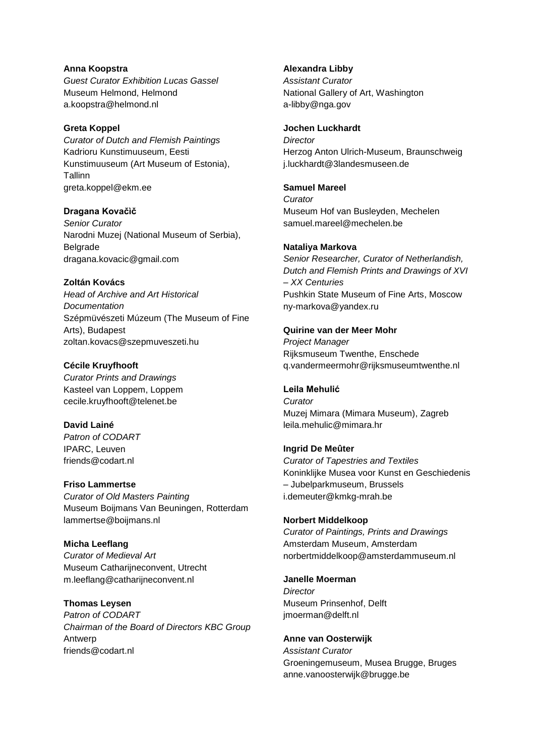**Anna Koopstra**
*Guest Curator Exhibition Lucas Gassel*
Museum Helmond, Helmond
a.koopstra@helmond.nl

**Greta Koppel**
*Curator of Dutch and Flemish Paintings*
Kadrioru Kunstimuuseum, Eesti Kunstimuuseum (Art Museum of Estonia), Tallinn
greta.koppel@ekm.ee

**Dragana Kovačič**
*Senior Curator*
Narodni Muzej (National Museum of Serbia), Belgrade
dragana.kovacic@gmail.com

**Zoltán Kovács**
*Head of Archive and Art Historical Documentation*
Szépmüvészeti Múzeum (The Museum of Fine Arts), Budapest
zoltan.kovacs@szepmuveszeti.hu

**Cécile Kruyfhooft**
*Curator Prints and Drawings*
Kasteel van Loppem, Loppem
cecile.kruyfhooft@telenet.be

**David Lainé**
*Patron of CODART*
IPARC, Leuven
friends@codart.nl

**Friso Lammertse**
*Curator of Old Masters Painting*
Museum Boijmans Van Beuningen, Rotterdam
lammertse@boijmans.nl

**Micha Leeflang**
*Curator of Medieval Art*
Museum Catharijneconvent, Utrecht
m.leeflang@catharijneconvent.nl

**Thomas Leysen**
*Patron of CODART*
*Chairman of the Board of Directors KBC Group*
Antwerp
friends@codart.nl

**Alexandra Libby**
*Assistant Curator*
National Gallery of Art, Washington
a-libby@nga.gov

**Jochen Luckhardt**
*Director*
Herzog Anton Ulrich-Museum, Braunschweig
j.luckhardt@3landesmuseen.de

**Samuel Mareel**
*Curator*
Museum Hof van Busleyden, Mechelen
samuel.mareel@mechelen.be

**Nataliya Markova**
*Senior Researcher, Curator of Netherlandish, Dutch and Flemish Prints and Drawings of XVI – XX Centuries*
Pushkin State Museum of Fine Arts, Moscow
ny-markova@yandex.ru

**Quirine van der Meer Mohr**
*Project Manager*
Rijksmuseum Twenthe, Enschede
q.vandermeermohr@rijksmuseumtwenthe.nl

**Leila Mehulić**
*Curator*
Muzej Mimara (Mimara Museum), Zagreb
leila.mehulic@mimara.hr

**Ingrid De Meûter**
*Curator of Tapestries and Textiles*
Koninklijke Musea voor Kunst en Geschiedenis – Jubelparkmuseum, Brussels
i.demeuter@kmkg-mrah.be

**Norbert Middelkoop**
*Curator of Paintings, Prints and Drawings*
Amsterdam Museum, Amsterdam
norbertmiddelkoop@amsterdammuseum.nl

**Janelle Moerman**
*Director*
Museum Prinsenhof, Delft
jmoerman@delft.nl

**Anne van Oosterwijk**
*Assistant Curator*
Groeningemuseum, Musea Brugge, Bruges
anne.vanoosterwijk@brugge.be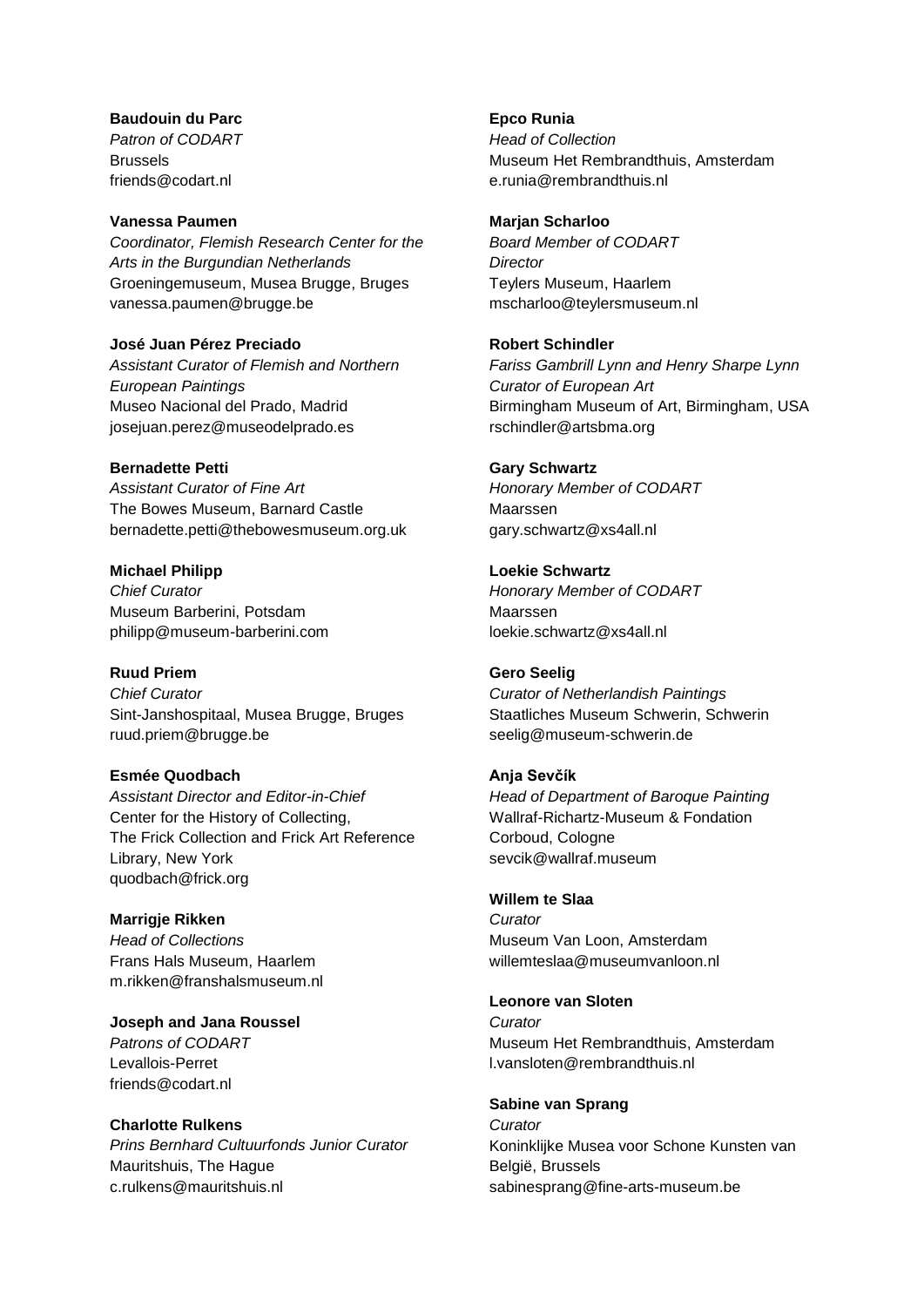**Baudouin du Parc**
*Patron of CODART*
Brussels
friends@codart.nl

**Vanessa Paumen**
*Coordinator, Flemish Research Center for the Arts in the Burgundian Netherlands*
Groeningemuseum, Musea Brugge, Bruges
vanessa.paumen@brugge.be

**José Juan Pérez Preciado**
*Assistant Curator of Flemish and Northern European Paintings*
Museo Nacional del Prado, Madrid
josejuan.perez@museodelprado.es

**Bernadette Petti**
*Assistant Curator of Fine Art*
The Bowes Museum, Barnard Castle
bernadette.petti@thebowesmuseum.org.uk

**Michael Philipp**
*Chief Curator*
Museum Barberini, Potsdam
philipp@museum-barberini.com

**Ruud Priem**
*Chief Curator*
Sint-Janshospitaal, Musea Brugge, Bruges
ruud.priem@brugge.be

**Esmée Quodbach**
*Assistant Director and Editor-in-Chief*
Center for the History of Collecting,
The Frick Collection and Frick Art Reference Library, New York
quodbach@frick.org

**Marrigje Rikken**
*Head of Collections*
Frans Hals Museum, Haarlem
m.rikken@franshalsmuseum.nl

**Joseph and Jana Roussel**
*Patrons of CODART*
Levallois-Perret
friends@codart.nl

**Charlotte Rulkens**
*Prins Bernhard Cultuurfonds Junior Curator*
Mauritshuis, The Hague
c.rulkens@mauritshuis.nl

**Epco Runia**
*Head of Collection*
Museum Het Rembrandthuis, Amsterdam
e.runia@rembrandthuis.nl

**Marjan Scharloo**
*Board Member of CODART*
*Director*
Teylers Museum, Haarlem
mscharloo@teylersmuseum.nl

**Robert Schindler**
*Fariss Gambrill Lynn and Henry Sharpe Lynn Curator of European Art*
Birmingham Museum of Art, Birmingham, USA
rschindler@artsbma.org

**Gary Schwartz**
*Honorary Member of CODART*
Maarssen
gary.schwartz@xs4all.nl

**Loekie Schwartz**
*Honorary Member of CODART*
Maarssen
loekie.schwartz@xs4all.nl

**Gero Seelig**
*Curator of Netherlandish Paintings*
Staatliches Museum Schwerin, Schwerin
seelig@museum-schwerin.de

**Anja Sevčík**
*Head of Department of Baroque Painting*
Wallraf-Richartz-Museum & Fondation Corboud, Cologne
sevcik@wallraf.museum

**Willem te Slaa**
*Curator*
Museum Van Loon, Amsterdam
willemteslaa@museumvanloon.nl

**Leonore van Sloten**
*Curator*
Museum Het Rembrandthuis, Amsterdam
l.vansloten@rembrandthuis.nl

**Sabine van Sprang**
*Curator*
Koninklijke Musea voor Schone Kunsten van België, Brussels
sabinesprang@fine-arts-museum.be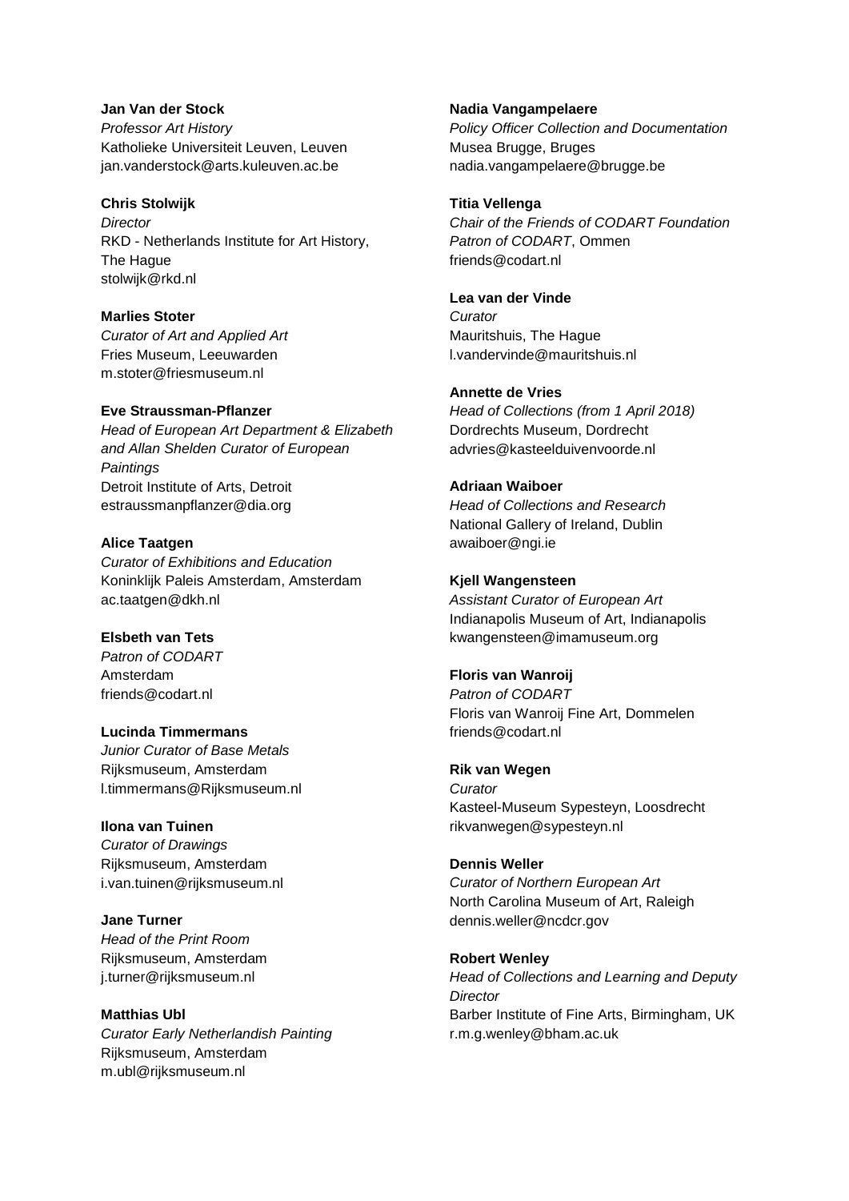**Jan Van der Stock**
*Professor Art History*
Katholieke Universiteit Leuven, Leuven
jan.vanderstock@arts.kuleuven.ac.be

**Chris Stolwijk**
*Director*
RKD - Netherlands Institute for Art History, The Hague
stolwijk@rkd.nl

**Marlies Stoter**
*Curator of Art and Applied Art*
Fries Museum, Leeuwarden
m.stoter@friesmuseum.nl

**Eve Straussman-Pflanzer**
*Head of European Art Department & Elizabeth and Allan Shelden Curator of European Paintings*
Detroit Institute of Arts, Detroit
estraussmanpflanzer@dia.org

**Alice Taatgen**
*Curator of Exhibitions and Education*
Koninklijk Paleis Amsterdam, Amsterdam
ac.taatgen@dkh.nl

**Elsbeth van Tets**
*Patron of CODART*
Amsterdam
friends@codart.nl

**Lucinda Timmermans**
*Junior Curator of Base Metals*
Rijksmuseum, Amsterdam
l.timmermans@Rijksmuseum.nl

**Ilona van Tuinen**
*Curator of Drawings*
Rijksmuseum, Amsterdam
i.van.tuinen@rijksmuseum.nl

**Jane Turner**
*Head of the Print Room*
Rijksmuseum, Amsterdam
j.turner@rijksmuseum.nl

**Matthias Ubl**
*Curator Early Netherlandish Painting*
Rijksmuseum, Amsterdam
m.ubl@rijksmuseum.nl

**Nadia Vangampelaere**
*Policy Officer Collection and Documentation*
Musea Brugge, Bruges
nadia.vangampelaere@brugge.be

**Titia Vellenga**
*Chair of the Friends of CODART Foundation*
*Patron of CODART*, Ommen
friends@codart.nl

**Lea van der Vinde**
*Curator*
Mauritshuis, The Hague
l.vandervinde@mauritshuis.nl

**Annette de Vries**
*Head of Collections (from 1 April 2018)*
Dordrechts Museum, Dordrecht
advries@kasteelduivenvoorde.nl

**Adriaan Waiboer**
*Head of Collections and Research*
National Gallery of Ireland, Dublin
awaiboer@ngi.ie

**Kjell Wangensteen**
*Assistant Curator of European Art*
Indianapolis Museum of Art, Indianapolis
kwangensteen@imamuseum.org

**Floris van Wanroij**
*Patron of CODART*
Floris van Wanroij Fine Art, Dommelen
friends@codart.nl

**Rik van Wegen**
*Curator*
Kasteel-Museum Sypesteyn, Loosdrecht
rikvanwegen@sypesteyn.nl

**Dennis Weller**
*Curator of Northern European Art*
North Carolina Museum of Art, Raleigh
dennis.weller@ncdcr.gov

**Robert Wenley**
*Head of Collections and Learning and Deputy Director*
Barber Institute of Fine Arts, Birmingham, UK
r.m.g.wenley@bham.ac.uk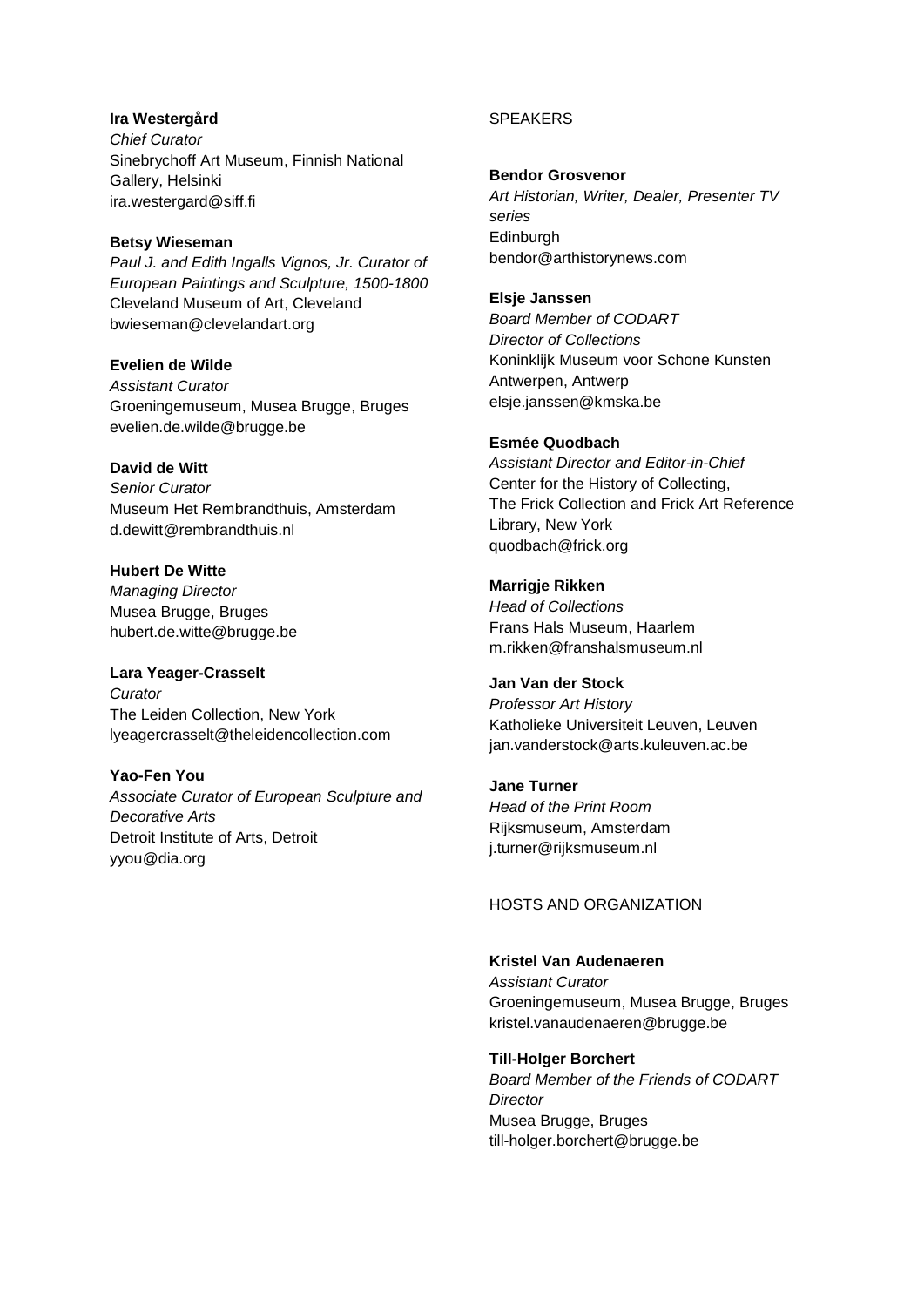**Ira Westergård**
*Chief Curator*
Sinebrychoff Art Museum, Finnish National Gallery, Helsinki
ira.westergard@siff.fi

**Betsy Wieseman**
*Paul J. and Edith Ingalls Vignos, Jr. Curator of European Paintings and Sculpture, 1500-1800*
Cleveland Museum of Art, Cleveland
bwieseman@clevelandart.org

**Evelien de Wilde**
*Assistant Curator*
Groeningemuseum, Musea Brugge, Bruges
evelien.de.wilde@brugge.be

**David de Witt**
*Senior Curator*
Museum Het Rembrandthuis, Amsterdam
d.dewitt@rembrandthuis.nl

**Hubert De Witte**
*Managing Director*
Musea Brugge, Bruges
hubert.de.witte@brugge.be

**Lara Yeager-Crasselt**
*Curator*
The Leiden Collection, New York
lyeagercrasselt@theleidencollection.com

**Yao-Fen You**
*Associate Curator of European Sculpture and Decorative Arts*
Detroit Institute of Arts, Detroit
yyou@dia.org

## SPEAKERS

**Bendor Grosvenor**
*Art Historian, Writer, Dealer, Presenter TV series*
Edinburgh
bendor@arthistorynews.com

**Elsje Janssen**
*Board Member of CODART*
*Director of Collections*
Koninklijk Museum voor Schone Kunsten Antwerpen, Antwerp
elsje.janssen@kmska.be

**Esmée Quodbach**
*Assistant Director and Editor-in-Chief*
Center for the History of Collecting, The Frick Collection and Frick Art Reference Library, New York
quodbach@frick.org

**Marrigje Rikken**
*Head of Collections*
Frans Hals Museum, Haarlem
m.rikken@franshalsmuseum.nl

**Jan Van der Stock**
*Professor Art History*
Katholieke Universiteit Leuven, Leuven
jan.vanderstock@arts.kuleuven.ac.be

**Jane Turner**
*Head of the Print Room*
Rijksmuseum, Amsterdam
j.turner@rijksmuseum.nl

## HOSTS AND ORGANIZATION

**Kristel Van Audenaeren**
*Assistant Curator*
Groeningemuseum, Musea Brugge, Bruges
kristel.vanaudenaeren@brugge.be

**Till-Holger Borchert**
*Board Member of the Friends of CODART*
*Director*
Musea Brugge, Bruges
till-holger.borchert@brugge.be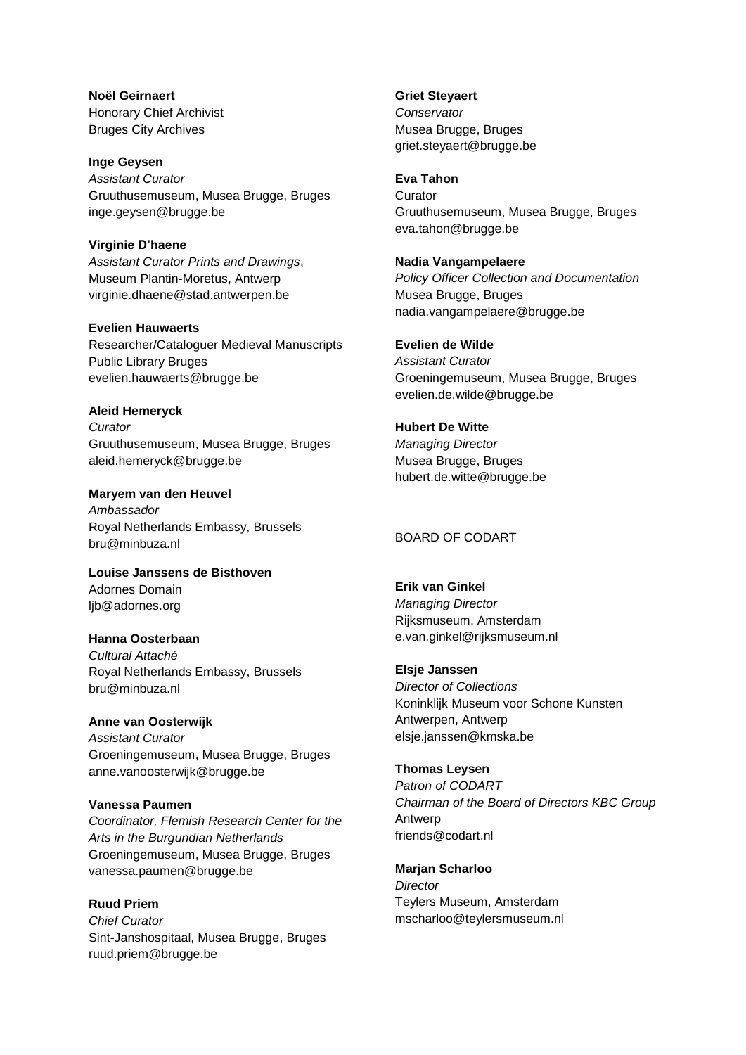**Noël Geirnaert**
Honorary Chief Archivist
Bruges City Archives

**Inge Geysen**
*Assistant Curator*
Gruuthusemuseum, Musea Brugge, Bruges
inge.geysen@brugge.be

**Virginie D'haene**
*Assistant Curator Prints and Drawings*,
Museum Plantin-Moretus, Antwerp
virginie.dhaene@stad.antwerpen.be

**Evelien Hauwaerts**
Researcher/Cataloguer Medieval Manuscripts
Public Library Bruges
evelien.hauwaerts@brugge.be

**Aleid Hemeryck**
*Curator*
Gruuthusemuseum, Musea Brugge, Bruges
aleid.hemeryck@brugge.be

**Maryem van den Heuvel**
*Ambassador*
Royal Netherlands Embassy, Brussels
bru@minbuza.nl

**Louise Janssens de Bisthoven**
Adornes Domain
ljb@adornes.org

**Hanna Oosterbaan**
*Cultural Attaché*
Royal Netherlands Embassy, Brussels
bru@minbuza.nl

**Anne van Oosterwijk**
*Assistant Curator*
Groeningemuseum, Musea Brugge, Bruges
anne.vanoosterwijk@brugge.be

**Vanessa Paumen**
*Coordinator, Flemish Research Center for the Arts in the Burgundian Netherlands*
Groeningemuseum, Musea Brugge, Bruges
vanessa.paumen@brugge.be

**Ruud Priem**
*Chief Curator*
Sint-Janshospitaal, Musea Brugge, Bruges
ruud.priem@brugge.be

**Griet Steyaert**
*Conservator*
Musea Brugge, Bruges
griet.steyaert@brugge.be

**Eva Tahon**
Curator
Gruuthusemuseum, Musea Brugge, Bruges
eva.tahon@brugge.be

**Nadia Vangampelaere**
*Policy Officer Collection and Documentation*
Musea Brugge, Bruges
nadia.vangampelaere@brugge.be

**Evelien de Wilde**
*Assistant Curator*
Groeningemuseum, Musea Brugge, Bruges
evelien.de.wilde@brugge.be

**Hubert De Witte**
*Managing Director*
Musea Brugge, Bruges
hubert.de.witte@brugge.be

BOARD OF CODART

**Erik van Ginkel**
*Managing Director*
Rijksmuseum, Amsterdam
e.van.ginkel@rijksmuseum.nl

**Elsje Janssen**
*Director of Collections*
Koninklijk Museum voor Schone Kunsten Antwerpen, Antwerp
elsje.janssen@kmska.be

**Thomas Leysen**
*Patron of CODART*
*Chairman of the Board of Directors KBC Group*
Antwerp
friends@codart.nl

**Marjan Scharloo**
*Director*
Teylers Museum, Amsterdam
mscharloo@teylersmuseum.nl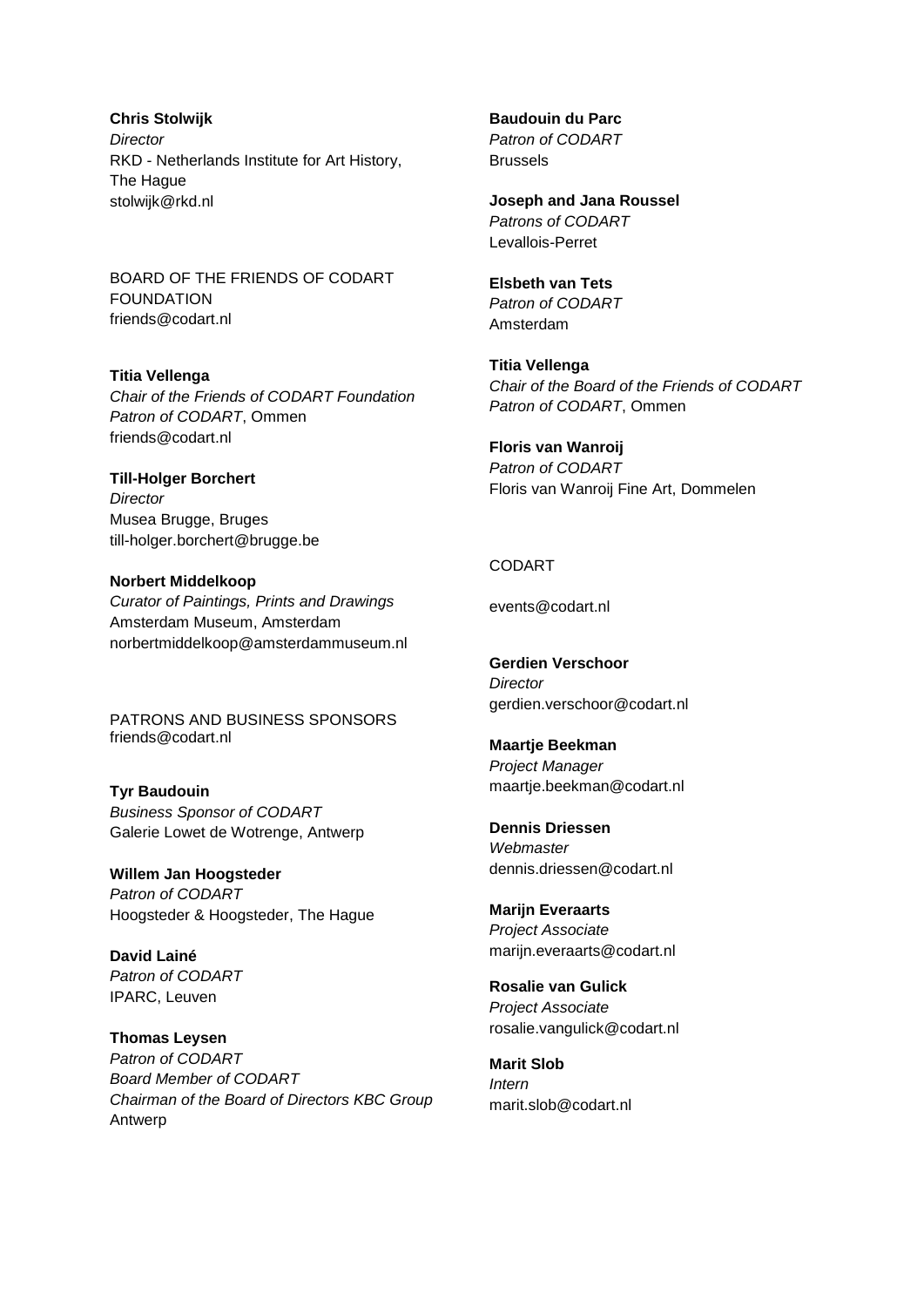**Chris Stolwijk**
*Director*
RKD - Netherlands Institute for Art History, The Hague
stolwijk@rkd.nl

BOARD OF THE FRIENDS OF CODART FOUNDATION
friends@codart.nl

**Titia Vellenga**
*Chair of the Friends of CODART Foundation*
*Patron of CODART*, Ommen
friends@codart.nl

**Till-Holger Borchert**
*Director*
Musea Brugge, Bruges
till-holger.borchert@brugge.be

**Norbert Middelkoop**
*Curator of Paintings, Prints and Drawings*
Amsterdam Museum, Amsterdam
norbertmiddelkoop@amsterdammuseum.nl

PATRONS AND BUSINESS SPONSORS
friends@codart.nl

**Tyr Baudouin**
*Business Sponsor of CODART*
Galerie Lowet de Wotrenge, Antwerp

**Willem Jan Hoogsteder**
*Patron of CODART*
Hoogsteder & Hoogsteder, The Hague

**David Lainé**
*Patron of CODART*
IPARC, Leuven

**Thomas Leysen**
*Patron of CODART*
*Board Member of CODART*
*Chairman of the Board of Directors KBC Group*
Antwerp

**Baudouin du Parc**
*Patron of CODART*
Brussels

**Joseph and Jana Roussel**
*Patrons of CODART*
Levallois-Perret

**Elsbeth van Tets**
*Patron of CODART*
Amsterdam

**Titia Vellenga**
*Chair of the Board of the Friends of CODART*
*Patron of CODART*, Ommen

**Floris van Wanroij**
*Patron of CODART*
Floris van Wanroij Fine Art, Dommelen

CODART

events@codart.nl

**Gerdien Verschoor**
*Director*
gerdien.verschoor@codart.nl

**Maartje Beekman**
*Project Manager*
maartje.beekman@codart.nl

**Dennis Driessen**
*Webmaster*
dennis.driessen@codart.nl

**Marijn Everaarts**
*Project Associate*
marijn.everaarts@codart.nl

**Rosalie van Gulick**
*Project Associate*
rosalie.vangulick@codart.nl

**Marit Slob**
*Intern*
marit.slob@codart.nl